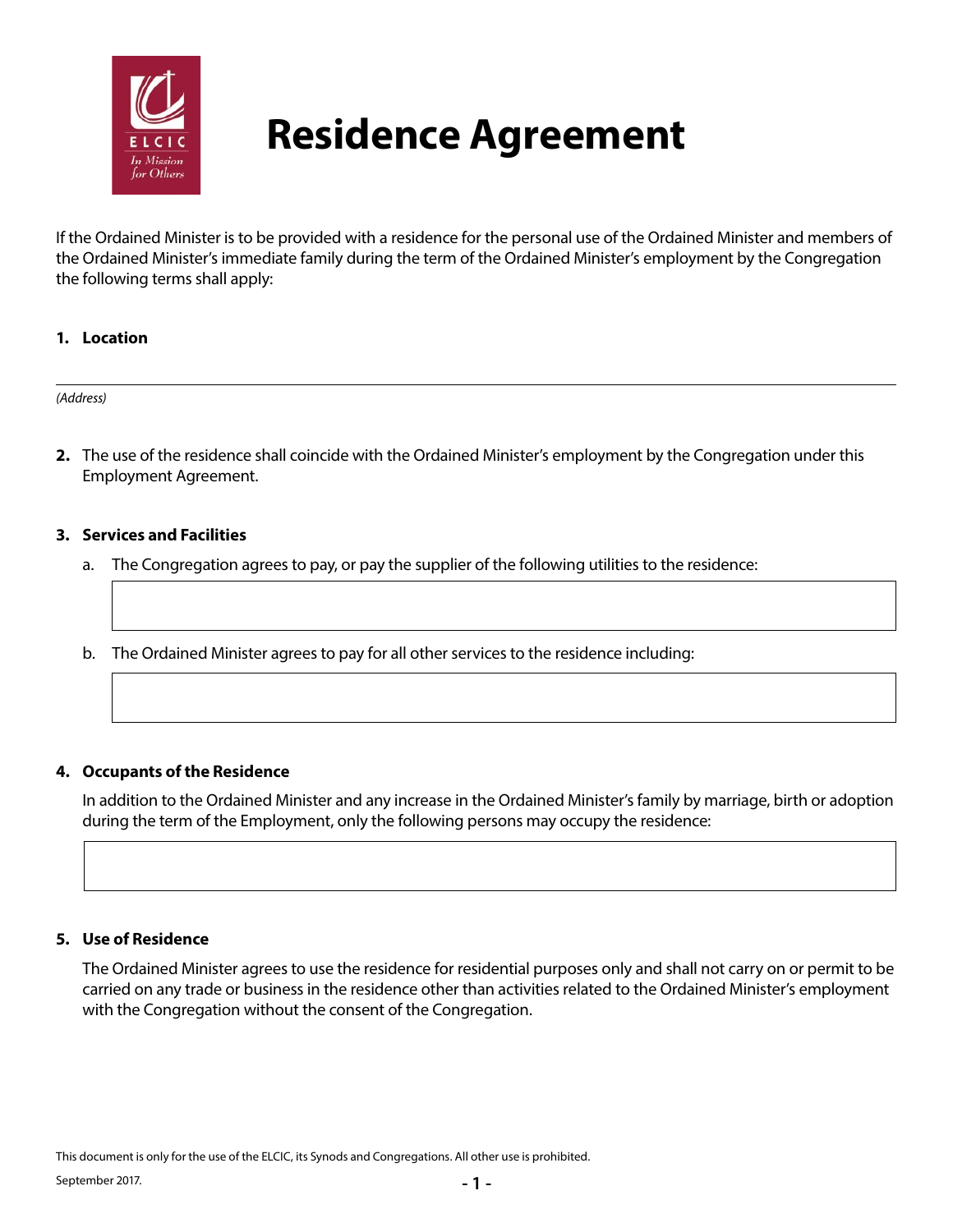# Residence Agreement

If the Ordained Minister is to be provided with a residence for the personal use of the Ordained Minister and members of the Ordained Minister's immediate family during the term of the Ordained Minister's employment by the Congregation the following terms shall apply:

**1. Location**

_______________________________________________

*(Address)*

**2.** The use of the residence shall coincide with the Ordained Minister's employment by the Congregation under this Employment Agreement.

**3. Services and Facilities**

a. The Congregation agrees to pay, or pay the supplier of the following utilities to the residence:

b. The Ordained Minister agrees to pay for all other services to the residence including:

**4. Occupants of the Residence**

In addition to the Ordained Minister and any increase in the Ordained Minister's family by marriage, birth or adoption during the term of the Employment, only the following persons may occupy the residence:

**5. Use of Residence**

The Ordained Minister agrees to use the residence for residential purposes only and shall not carry on or permit to be carried on any trade or business in the residence other than activities related to the Ordained Minister's employment with the Congregation without the consent of the Congregation.

This document is only for the use of the ELCIC, its Synods and Congregations. All other use is prohibited.

September 2017.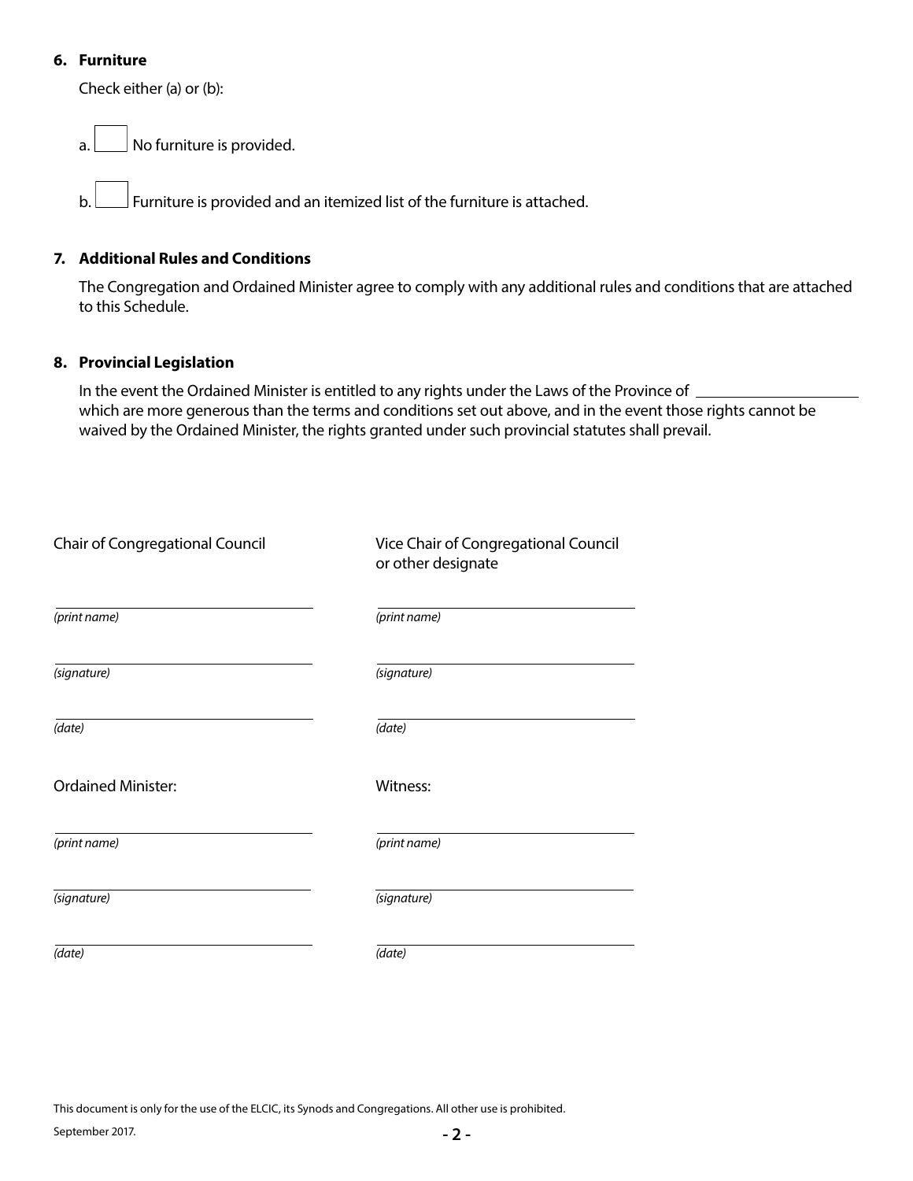### 6. Furniture

Check either (a) or (b):

a. ☐ No furniture is provided.

b. ☐ Furniture is provided and an itemized list of the furniture is attached.

### 7. Additional Rules and Conditions

The Congregation and Ordained Minister agree to comply with any additional rules and conditions that are attached to this Schedule.

### 8. Provincial Legislation

In the event the Ordained Minister is entitled to any rights under the Laws of the Province of ____________________ which are more generous than the terms and conditions set out above, and in the event those rights cannot be waived by the Ordained Minister, the rights granted under such provincial statutes shall prevail.

| Chair of Congregational Council | Vice Chair of Congregational Council or other designate |
|---|---|
| ______________________________ | ______________________________ |
| *(print name)* | *(print name)* |
| ______________________________ | ______________________________ |
| *(signature)* | *(signature)* |
| ______________________________ | ______________________________ |
| *(date)* | *(date)* |

| Ordained Minister: | Witness: |
|---|---|
| ______________________________ | ______________________________ |
| *(print name)* | *(print name)* |
| ______________________________ | ______________________________ |
| *(signature)* | *(signature)* |
| ______________________________ | ______________________________ |
| *(date)* | *(date)* |

This document is only for the use of the ELCIC, its Synods and Congregations. All other use is prohibited.

September 2017.